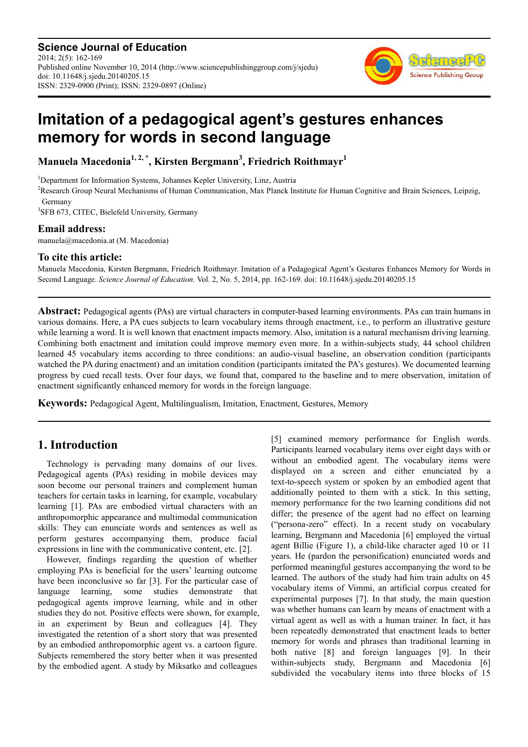**Science Journal of Education**
2014; 2(5): 162-169
Published online November 10, 2014 (http://www.sciencepublishinggroup.com/j/sjedu)
doi: 10.11648/j.sjedu.20140205.15
ISSN: 2329-0900 (Print); ISSN: 2329-0897 (Online)

# Imitation of a pedagogical agent's gestures enhances memory for words in second language

**Manuela Macedonia[1, 2, *], Kirsten Bergmann[3], Friedrich Roithmayr[1]**

[1]Department for Information Systems, Johannes Kepler University, Linz, Austria
[2]Research Group Neural Mechanisms of Human Communication, Max Planck Institute for Human Cognitive and Brain Sciences, Leipzig, Germany
[3]SFB 673, CITEC, Bielefeld University, Germany

### Email address:

manuela@macedonia.at (M. Macedonia)

### To cite this article:

Manuela Macedonia, Kirsten Bergmann, Friedrich Roithmayr. Imitation of a Pedagogical Agent's Gestures Enhances Memory for Words in Second Language. *Science Journal of Education.* Vol. 2, No. 5, 2014, pp. 162-169. doi: 10.11648/j.sjedu.20140205.15

**Abstract:** Pedagogical agents (PAs) are virtual characters in computer-based learning environments. PAs can train humans in various domains. Here, a PA cues subjects to learn vocabulary items through enactment, i.e., to perform an illustrative gesture while learning a word. It is well known that enactment impacts memory. Also, imitation is a natural mechanism driving learning. Combining both enactment and imitation could improve memory even more. In a within-subjects study, 44 school children learned 45 vocabulary items according to three conditions: an audio-visual baseline, an observation condition (participants watched the PA during enactment) and an imitation condition (participants imitated the PA's gestures). We documented learning progress by cued recall tests. Over four days, we found that, compared to the baseline and to mere observation, imitation of enactment significantly enhanced memory for words in the foreign language.

**Keywords:** Pedagogical Agent, Multilingualism, Imitation, Enactment, Gestures, Memory

## 1. Introduction

Technology is pervading many domains of our lives. Pedagogical agents (PAs) residing in mobile devices may soon become our personal trainers and complement human teachers for certain tasks in learning, for example, vocabulary learning [1]. PAs are embodied virtual characters with an anthropomorphic appearance and multimodal communication skills: They can enunciate words and sentences as well as perform gestures accompanying them, produce facial expressions in line with the communicative content, etc. [2].

However, findings regarding the question of whether employing PAs is beneficial for the users' learning outcome have been inconclusive so far [3]. For the particular case of language learning, some studies demonstrate that pedagogical agents improve learning, while and in other studies they do not. Positive effects were shown, for example, in an experiment by Beun and colleagues [4]. They investigated the retention of a short story that was presented by an embodied anthropomorphic agent vs. a cartoon figure. Subjects remembered the story better when it was presented by the embodied agent. A study by Miksatko and colleagues [5] examined memory performance for English words. Participants learned vocabulary items over eight days with or without an embodied agent. The vocabulary items were displayed on a screen and either enunciated by a text-to-speech system or spoken by an embodied agent that additionally pointed to them with a stick. In this setting, memory performance for the two learning conditions did not differ; the presence of the agent had no effect on learning ("persona-zero" effect). In a recent study on vocabulary learning, Bergmann and Macedonia [6] employed the virtual agent Billie (Figure 1), a child-like character aged 10 or 11 years. He (pardon the personification) enunciated words and performed meaningful gestures accompanying the word to be learned. The authors of the study had him train adults on 45 vocabulary items of Vimmi, an artificial corpus created for experimental purposes [7]. In that study, the main question was whether humans can learn by means of enactment with a virtual agent as well as with a human trainer. In fact, it has been repeatedly demonstrated that enactment leads to better memory for words and phrases than traditional learning in both native [8] and foreign languages [9]. In their within-subjects study, Bergmann and Macedonia [6] subdivided the vocabulary items into three blocks of 15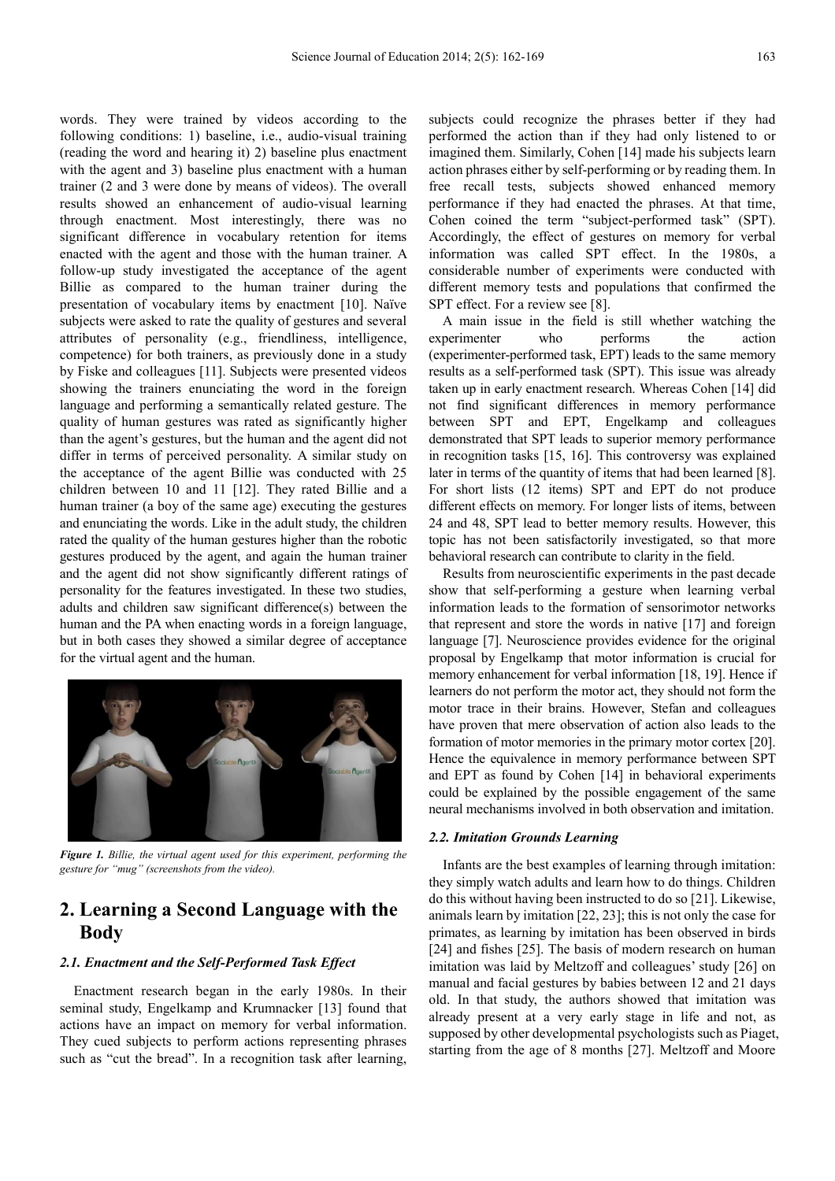words. They were trained by videos according to the following conditions: 1) baseline, i.e., audio-visual training (reading the word and hearing it) 2) baseline plus enactment with the agent and 3) baseline plus enactment with a human trainer (2 and 3 were done by means of videos). The overall results showed an enhancement of audio-visual learning through enactment. Most interestingly, there was no significant difference in vocabulary retention for items enacted with the agent and those with the human trainer. A follow-up study investigated the acceptance of the agent Billie as compared to the human trainer during the presentation of vocabulary items by enactment [10]. Naïve subjects were asked to rate the quality of gestures and several attributes of personality (e.g., friendliness, intelligence, competence) for both trainers, as previously done in a study by Fiske and colleagues [11]. Subjects were presented videos showing the trainers enunciating the word in the foreign language and performing a semantically related gesture. The quality of human gestures was rated as significantly higher than the agent's gestures, but the human and the agent did not differ in terms of perceived personality. A similar study on the acceptance of the agent Billie was conducted with 25 children between 10 and 11 [12]. They rated Billie and a human trainer (a boy of the same age) executing the gestures and enunciating the words. Like in the adult study, the children rated the quality of the human gestures higher than the robotic gestures produced by the agent, and again the human trainer and the agent did not show significantly different ratings of personality for the features investigated. In these two studies, adults and children saw significant difference(s) between the human and the PA when enacting words in a foreign language, but in both cases they showed a similar degree of acceptance for the virtual agent and the human.

***Figure 1.*** *Billie, the virtual agent used for this experiment, performing the gesture for "mug" (screenshots from the video).*

# 2. Learning a Second Language with the Body

### *2.1. Enactment and the Self-Performed Task Effect*

Enactment research began in the early 1980s. In their seminal study, Engelkamp and Krumnacker [13] found that actions have an impact on memory for verbal information. They cued subjects to perform actions representing phrases such as "cut the bread". In a recognition task after learning, subjects could recognize the phrases better if they had performed the action than if they had only listened to or imagined them. Similarly, Cohen [14] made his subjects learn action phrases either by self-performing or by reading them. In free recall tests, subjects showed enhanced memory performance if they had enacted the phrases. At that time, Cohen coined the term "subject-performed task" (SPT). Accordingly, the effect of gestures on memory for verbal information was called SPT effect. In the 1980s, a considerable number of experiments were conducted with different memory tests and populations that confirmed the SPT effect. For a review see [8].

A main issue in the field is still whether watching the experimenter who performs the action (experimenter-performed task, EPT) leads to the same memory results as a self-performed task (SPT). This issue was already taken up in early enactment research. Whereas Cohen [14] did not find significant differences in memory performance between SPT and EPT, Engelkamp and colleagues demonstrated that SPT leads to superior memory performance in recognition tasks [15, 16]. This controversy was explained later in terms of the quantity of items that had been learned [8]. For short lists (12 items) SPT and EPT do not produce different effects on memory. For longer lists of items, between 24 and 48, SPT lead to better memory results. However, this topic has not been satisfactorily investigated, so that more behavioral research can contribute to clarity in the field.

Results from neuroscientific experiments in the past decade show that self-performing a gesture when learning verbal information leads to the formation of sensorimotor networks that represent and store the words in native [17] and foreign language [7]. Neuroscience provides evidence for the original proposal by Engelkamp that motor information is crucial for memory enhancement for verbal information [18, 19]. Hence if learners do not perform the motor act, they should not form the motor trace in their brains. However, Stefan and colleagues have proven that mere observation of action also leads to the formation of motor memories in the primary motor cortex [20]. Hence the equivalence in memory performance between SPT and EPT as found by Cohen [14] in behavioral experiments could be explained by the possible engagement of the same neural mechanisms involved in both observation and imitation.

### *2.2. Imitation Grounds Learning*

Infants are the best examples of learning through imitation: they simply watch adults and learn how to do things. Children do this without having been instructed to do so [21]. Likewise, animals learn by imitation [22, 23]; this is not only the case for primates, as learning by imitation has been observed in birds [24] and fishes [25]. The basis of modern research on human imitation was laid by Meltzoff and colleagues' study [26] on manual and facial gestures by babies between 12 and 21 days old. In that study, the authors showed that imitation was already present at a very early stage in life and not, as supposed by other developmental psychologists such as Piaget, starting from the age of 8 months [27]. Meltzoff and Moore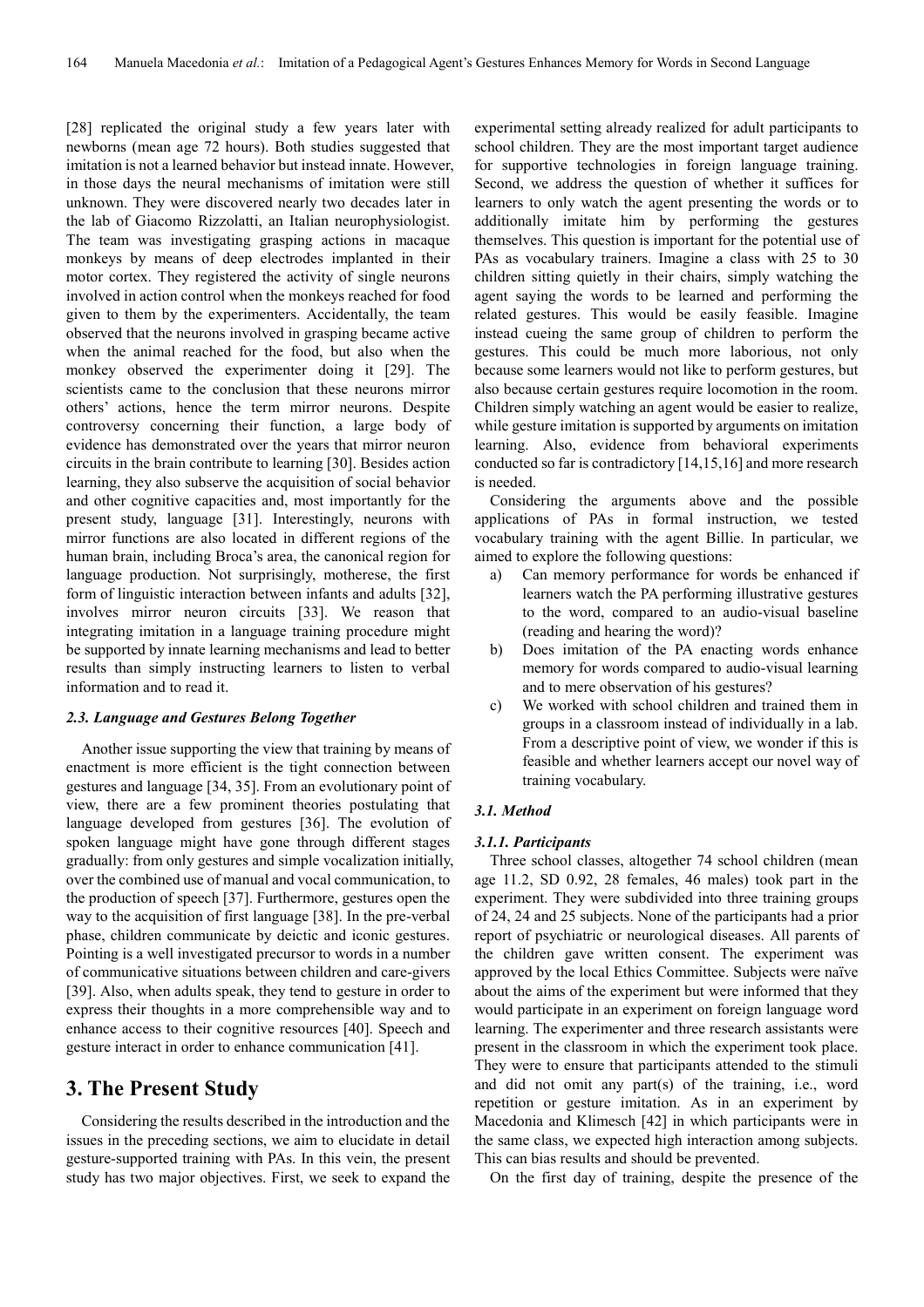[28] replicated the original study a few years later with newborns (mean age 72 hours). Both studies suggested that imitation is not a learned behavior but instead innate. However, in those days the neural mechanisms of imitation were still unknown. They were discovered nearly two decades later in the lab of Giacomo Rizzolatti, an Italian neurophysiologist. The team was investigating grasping actions in macaque monkeys by means of deep electrodes implanted in their motor cortex. They registered the activity of single neurons involved in action control when the monkeys reached for food given to them by the experimenters. Accidentally, the team observed that the neurons involved in grasping became active when the animal reached for the food, but also when the monkey observed the experimenter doing it [29]. The scientists came to the conclusion that these neurons mirror others' actions, hence the term mirror neurons. Despite controversy concerning their function, a large body of evidence has demonstrated over the years that mirror neuron circuits in the brain contribute to learning [30]. Besides action learning, they also subserve the acquisition of social behavior and other cognitive capacities and, most importantly for the present study, language [31]. Interestingly, neurons with mirror functions are also located in different regions of the human brain, including Broca's area, the canonical region for language production. Not surprisingly, motherese, the first form of linguistic interaction between infants and adults [32], involves mirror neuron circuits [33]. We reason that integrating imitation in a language training procedure might be supported by innate learning mechanisms and lead to better results than simply instructing learners to listen to verbal information and to read it.

### 2.3. Language and Gestures Belong Together

Another issue supporting the view that training by means of enactment is more efficient is the tight connection between gestures and language [34, 35]. From an evolutionary point of view, there are a few prominent theories postulating that language developed from gestures [36]. The evolution of spoken language might have gone through different stages gradually: from only gestures and simple vocalization initially, over the combined use of manual and vocal communication, to the production of speech [37]. Furthermore, gestures open the way to the acquisition of first language [38]. In the pre-verbal phase, children communicate by deictic and iconic gestures. Pointing is a well investigated precursor to words in a number of communicative situations between children and care-givers [39]. Also, when adults speak, they tend to gesture in order to express their thoughts in a more comprehensible way and to enhance access to their cognitive resources [40]. Speech and gesture interact in order to enhance communication [41].

## 3. The Present Study

Considering the results described in the introduction and the issues in the preceding sections, we aim to elucidate in detail gesture-supported training with PAs. In this vein, the present study has two major objectives. First, we seek to expand the experimental setting already realized for adult participants to school children. They are the most important target audience for supportive technologies in foreign language training. Second, we address the question of whether it suffices for learners to only watch the agent presenting the words or to additionally imitate him by performing the gestures themselves. This question is important for the potential use of PAs as vocabulary trainers. Imagine a class with 25 to 30 children sitting quietly in their chairs, simply watching the agent saying the words to be learned and performing the related gestures. This would be easily feasible. Imagine instead cueing the same group of children to perform the gestures. This could be much more laborious, not only because some learners would not like to perform gestures, but also because certain gestures require locomotion in the room. Children simply watching an agent would be easier to realize, while gesture imitation is supported by arguments on imitation learning. Also, evidence from behavioral experiments conducted so far is contradictory [14,15,16] and more research is needed.

Considering the arguments above and the possible applications of PAs in formal instruction, we tested vocabulary training with the agent Billie. In particular, we aimed to explore the following questions:

a) Can memory performance for words be enhanced if learners watch the PA performing illustrative gestures to the word, compared to an audio-visual baseline (reading and hearing the word)?
b) Does imitation of the PA enacting words enhance memory for words compared to audio-visual learning and to mere observation of his gestures?
c) We worked with school children and trained them in groups in a classroom instead of individually in a lab. From a descriptive point of view, we wonder if this is feasible and whether learners accept our novel way of training vocabulary.

### 3.1. Method

#### 3.1.1. Participants

Three school classes, altogether 74 school children (mean age 11.2, SD 0.92, 28 females, 46 males) took part in the experiment. They were subdivided into three training groups of 24, 24 and 25 subjects. None of the participants had a prior report of psychiatric or neurological diseases. All parents of the children gave written consent. The experiment was approved by the local Ethics Committee. Subjects were naïve about the aims of the experiment but were informed that they would participate in an experiment on foreign language word learning. The experimenter and three research assistants were present in the classroom in which the experiment took place. They were to ensure that participants attended to the stimuli and did not omit any part(s) of the training, i.e., word repetition or gesture imitation. As in an experiment by Macedonia and Klimesch [42] in which participants were in the same class, we expected high interaction among subjects. This can bias results and should be prevented.

On the first day of training, despite the presence of the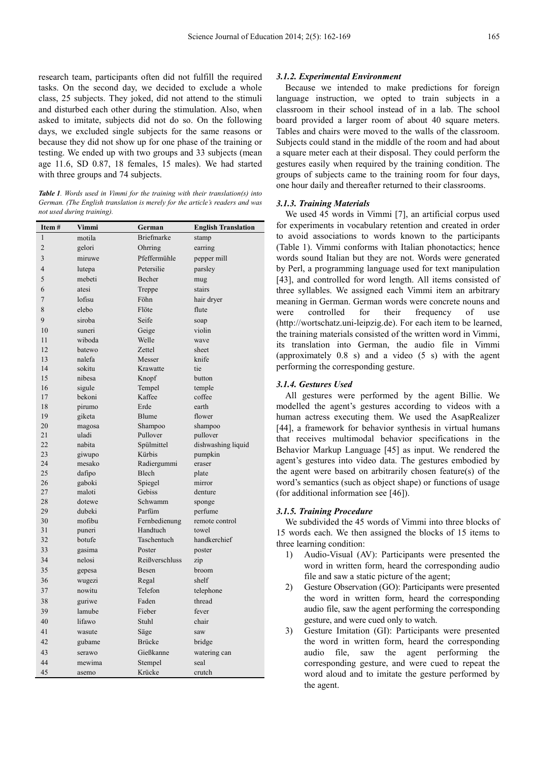research team, participants often did not fulfill the required tasks. On the second day, we decided to exclude a whole class, 25 subjects. They joked, did not attend to the stimuli and disturbed each other during the stimulation. Also, when asked to imitate, subjects did not do so. On the following days, we excluded single subjects for the same reasons or because they did not show up for one phase of the training or testing. We ended up with two groups and 33 subjects (mean age 11.6, SD 0.87, 18 females, 15 males). We had started with three groups and 74 subjects.

***Table 1**. Words used in Vimmi for the training with their translation(s) into German. (The English translation is merely for the article's readers and was not used during training).*

| Item # | Vimmi | German | English Translation |
|---|---|---|---|
| 1 | motila | Briefmarke | stamp |
| 2 | gelori | Ohrring | earring |
| 3 | miruwe | Pfeffermühle | pepper mill |
| 4 | lutepa | Petersilie | parsley |
| 5 | mebeti | Becher | mug |
| 6 | atesi | Treppe | stairs |
| 7 | lofisu | Föhn | hair dryer |
| 8 | elebo | Flöte | flute |
| 9 | siroba | Seife | soap |
| 10 | suneri | Geige | violin |
| 11 | wiboda | Welle | wave |
| 12 | batewo | Zettel | sheet |
| 13 | nalefa | Messer | knife |
| 14 | sokitu | Krawatte | tie |
| 15 | nibesa | Knopf | button |
| 16 | sigule | Tempel | temple |
| 17 | bekoni | Kaffee | coffee |
| 18 | pirumo | Erde | earth |
| 19 | giketa | Blume | flower |
| 20 | magosa | Shampoo | shampoo |
| 21 | uladi | Pullover | pullover |
| 22 | nabita | Spülmittel | dishwashing liquid |
| 23 | giwupo | Kürbis | pumpkin |
| 24 | mesako | Radiergummi | eraser |
| 25 | dafipo | Blech | plate |
| 26 | gaboki | Spiegel | mirror |
| 27 | maloti | Gebiss | denture |
| 28 | dotewe | Schwamm | sponge |
| 29 | dubeki | Parfüm | perfume |
| 30 | mofibu | Fernbedienung | remote control |
| 31 | puneri | Handtuch | towel |
| 32 | botufe | Taschentuch | handkerchief |
| 33 | gasima | Poster | poster |
| 34 | nelosi | Reißverschluss | zip |
| 35 | gepesa | Besen | broom |
| 36 | wugezi | Regal | shelf |
| 37 | nowitu | Telefon | telephone |
| 38 | guriwe | Faden | thread |
| 39 | lamube | Fieber | fever |
| 40 | lifawo | Stuhl | chair |
| 41 | wasute | Säge | saw |
| 42 | gubame | Brücke | bridge |
| 43 | serawo | Gießkanne | watering can |
| 44 | mewima | Stempel | seal |
| 45 | asemo | Krücke | crutch |

#### *3.1.2. Experimental Environment*

Because we intended to make predictions for foreign language instruction, we opted to train subjects in a classroom in their school instead of in a lab. The school board provided a larger room of about 40 square meters. Tables and chairs were moved to the walls of the classroom. Subjects could stand in the middle of the room and had about a square meter each at their disposal. They could perform the gestures easily when required by the training condition. The groups of subjects came to the training room for four days, one hour daily and thereafter returned to their classrooms.

#### *3.1.3. Training Materials*

We used 45 words in Vimmi [7], an artificial corpus used for experiments in vocabulary retention and created in order to avoid associations to words known to the participants (Table 1). Vimmi conforms with Italian phonotactics; hence words sound Italian but they are not. Words were generated by Perl, a programming language used for text manipulation [43], and controlled for word length. All items consisted of three syllables. We assigned each Vimmi item an arbitrary meaning in German. German words were concrete nouns and were controlled for their frequency of use (http://wortschatz.uni-leipzig.de). For each item to be learned, the training materials consisted of the written word in Vimmi, its translation into German, the audio file in Vimmi (approximately 0.8 s) and a video (5 s) with the agent performing the corresponding gesture.

#### *3.1.4. Gestures Used*

All gestures were performed by the agent Billie. We modelled the agent's gestures according to videos with a human actress executing them. We used the AsapRealizer [44], a framework for behavior synthesis in virtual humans that receives multimodal behavior specifications in the Behavior Markup Language [45] as input. We rendered the agent's gestures into video data. The gestures embodied by the agent were based on arbitrarily chosen feature(s) of the word's semantics (such as object shape) or functions of usage (for additional information see [46]).

#### *3.1.5. Training Procedure*

We subdivided the 45 words of Vimmi into three blocks of 15 words each. We then assigned the blocks of 15 items to three learning condition:

1) Audio-Visual (AV): Participants were presented the word in written form, heard the corresponding audio file and saw a static picture of the agent;
2) Gesture Observation (GO): Participants were presented the word in written form, heard the corresponding audio file, saw the agent performing the corresponding gesture, and were cued only to watch.
3) Gesture Imitation (GI): Participants were presented the word in written form, heard the corresponding audio file, saw the agent performing the corresponding gesture, and were cued to repeat the word aloud and to imitate the gesture performed by the agent.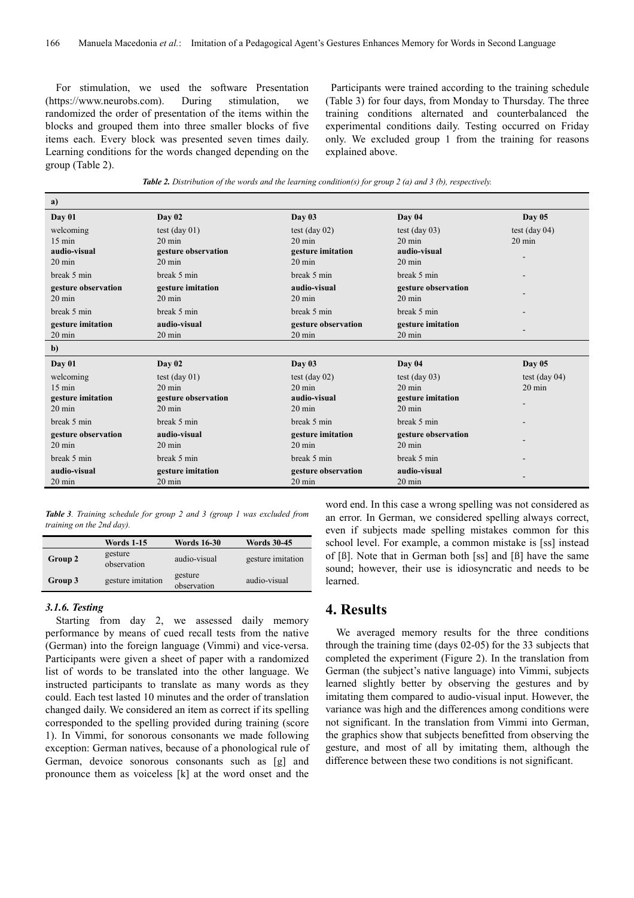For stimulation, we used the software Presentation (https://www.neurobs.com). During stimulation, we randomized the order of presentation of the items within the blocks and grouped them into three smaller blocks of five items each. Every block was presented seven times daily. Learning conditions for the words changed depending on the group (Table 2).

Participants were trained according to the training schedule (Table 3) for four days, from Monday to Thursday. The three training conditions alternated and counterbalanced the experimental conditions daily. Testing occurred on Friday only. We excluded group 1 from the training for reasons explained above.

***Table 2.** Distribution of the words and the learning condition(s) for group 2 (a) and 3 (b), respectively.*

| **a)** | | | | |
|---|---|---|---|---|
| **Day 01** | **Day 02** | **Day 03** | **Day 04** | **Day 05** |
| welcoming 15 min | test (day 01) 20 min | test (day 02) 20 min | test (day 03) 20 min | test (day 04) 20 min |
| **audio-visual** 20 min | **gesture observation** 20 min | **gesture imitation** 20 min | **audio-visual** 20 min | - |
| break 5 min | break 5 min | break 5 min | break 5 min | - |
| **gesture observation** 20 min | **gesture imitation** 20 min | **audio-visual** 20 min | **gesture observation** 20 min | - |
| break 5 min | break 5 min | break 5 min | break 5 min | - |
| **gesture imitation** 20 min | **audio-visual** 20 min | **gesture observation** 20 min | **gesture imitation** 20 min | - |
| **b)** | | | | |
| **Day 01** | **Day 02** | **Day 03** | **Day 04** | **Day 05** |
| welcoming 15 min | test (day 01) 20 min | test (day 02) 20 min | test (day 03) 20 min | test (day 04) 20 min |
| **gesture imitation** 20 min | **gesture observation** 20 min | **audio-visual** 20 min | **gesture imitation** 20 min | - |
| break 5 min | break 5 min | break 5 min | break 5 min | - |
| **gesture observation** 20 min | **audio-visual** 20 min | **gesture imitation** 20 min | **gesture observation** 20 min | - |
| break 5 min | break 5 min | break 5 min | break 5 min | - |
| **audio-visual** 20 min | **gesture imitation** 20 min | **gesture observation** 20 min | **audio-visual** 20 min | - |

***Table 3**. Training schedule for group 2 and 3 (group 1 was excluded from training on the 2nd day).*

| | **Words 1-15** | **Words 16-30** | **Words 30-45** |
|---|---|---|---|
| **Group 2** | gesture observation | audio-visual | gesture imitation |
| **Group 3** | gesture imitation | gesture observation | audio-visual |

### *3.1.6. Testing*

Starting from day 2, we assessed daily memory performance by means of cued recall tests from the native (German) into the foreign language (Vimmi) and vice-versa. Participants were given a sheet of paper with a randomized list of words to be translated into the other language. We instructed participants to translate as many words as they could. Each test lasted 10 minutes and the order of translation changed daily. We considered an item as correct if its spelling corresponded to the spelling provided during training (score 1). In Vimmi, for sonorous consonants we made following exception: German natives, because of a phonological rule of German, devoice sonorous consonants such as [g] and pronounce them as voiceless [k] at the word onset and the word end. In this case a wrong spelling was not considered as an error. In German, we considered spelling always correct, even if subjects made spelling mistakes common for this school level. For example, a common mistake is [ss] instead of [ß]. Note that in German both [ss] and [ß] have the same sound; however, their use is idiosyncratic and needs to be learned.

## 4. Results

We averaged memory results for the three conditions through the training time (days 02-05) for the 33 subjects that completed the experiment (Figure 2). In the translation from German (the subject's native language) into Vimmi, subjects learned slightly better by observing the gestures and by imitating them compared to audio-visual input. However, the variance was high and the differences among conditions were not significant. In the translation from Vimmi into German, the graphics show that subjects benefitted from observing the gesture, and most of all by imitating them, although the difference between these two conditions is not significant.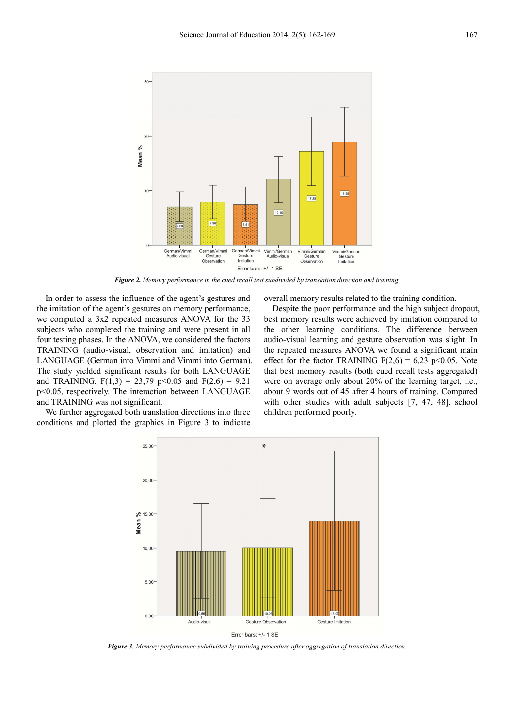*Figure 2. Memory performance in the cued recall test subdivided by translation direction and training.*

In order to assess the influence of the agent's gestures and the imitation of the agent's gestures on memory performance, we computed a 3x2 repeated measures ANOVA for the 33 subjects who completed the training and were present in all four testing phases. In the ANOVA, we considered the factors TRAINING (audio-visual, observation and imitation) and LANGUAGE (German into Vimmi and Vimmi into German). The study yielded significant results for both LANGUAGE and TRAINING, $F(1,3) = 23{,}79$ $p<0.05$ and $F(2,6) = 9{,}21$ $p<0.05$, respectively. The interaction between LANGUAGE and TRAINING was not significant.

We further aggregated both translation directions into three conditions and plotted the graphics in Figure 3 to indicate overall memory results related to the training condition.

Despite the poor performance and the high subject dropout, best memory results were achieved by imitation compared to the other learning conditions. The difference between audio-visual learning and gesture observation was slight. In the repeated measures ANOVA we found a significant main effect for the factor TRAINING $F(2,6) = 6{,}23$ $p<0.05$. Note that best memory results (both cued recall tests aggregated) were on average only about 20% of the learning target, i.e., about 9 words out of 45 after 4 hours of training. Compared with other studies with adult subjects [7, 47, 48], school children performed poorly.

*Figure 3. Memory performance subdivided by training procedure after aggregation of translation direction.*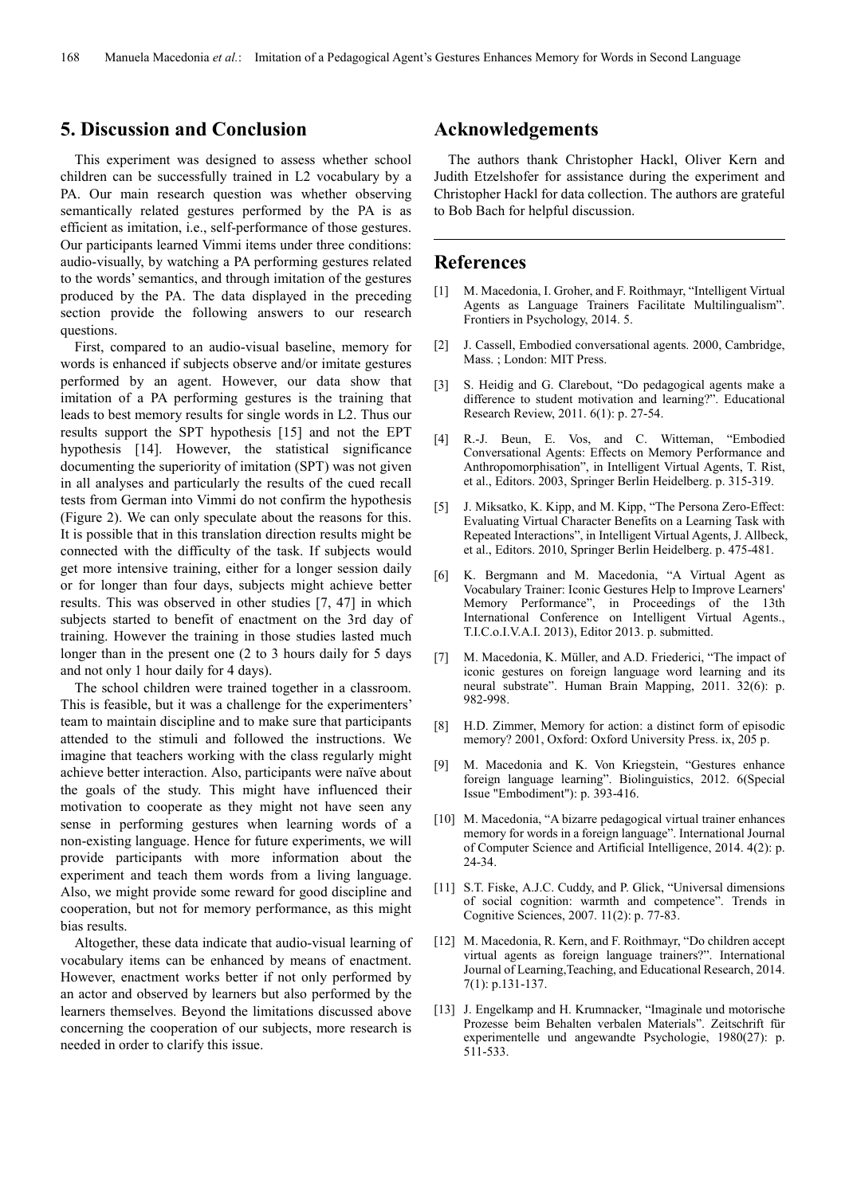## 5. Discussion and Conclusion

This experiment was designed to assess whether school children can be successfully trained in L2 vocabulary by a PA. Our main research question was whether observing semantically related gestures performed by the PA is as efficient as imitation, i.e., self-performance of those gestures. Our participants learned Vimmi items under three conditions: audio-visually, by watching a PA performing gestures related to the words' semantics, and through imitation of the gestures produced by the PA. The data displayed in the preceding section provide the following answers to our research questions.

First, compared to an audio-visual baseline, memory for words is enhanced if subjects observe and/or imitate gestures performed by an agent. However, our data show that imitation of a PA performing gestures is the training that leads to best memory results for single words in L2. Thus our results support the SPT hypothesis [15] and not the EPT hypothesis [14]. However, the statistical significance documenting the superiority of imitation (SPT) was not given in all analyses and particularly the results of the cued recall tests from German into Vimmi do not confirm the hypothesis (Figure 2). We can only speculate about the reasons for this. It is possible that in this translation direction results might be connected with the difficulty of the task. If subjects would get more intensive training, either for a longer session daily or for longer than four days, subjects might achieve better results. This was observed in other studies [7, 47] in which subjects started to benefit of enactment on the 3rd day of training. However the training in those studies lasted much longer than in the present one (2 to 3 hours daily for 5 days and not only 1 hour daily for 4 days).

The school children were trained together in a classroom. This is feasible, but it was a challenge for the experimenters' team to maintain discipline and to make sure that participants attended to the stimuli and followed the instructions. We imagine that teachers working with the class regularly might achieve better interaction. Also, participants were naïve about the goals of the study. This might have influenced their motivation to cooperate as they might not have seen any sense in performing gestures when learning words of a non-existing language. Hence for future experiments, we will provide participants with more information about the experiment and teach them words from a living language. Also, we might provide some reward for good discipline and cooperation, but not for memory performance, as this might bias results.

Altogether, these data indicate that audio-visual learning of vocabulary items can be enhanced by means of enactment. However, enactment works better if not only performed by an actor and observed by learners but also performed by the learners themselves. Beyond the limitations discussed above concerning the cooperation of our subjects, more research is needed in order to clarify this issue.

## Acknowledgements

The authors thank Christopher Hackl, Oliver Kern and Judith Etzelshofer for assistance during the experiment and Christopher Hackl for data collection. The authors are grateful to Bob Bach for helpful discussion.

## References

[1] M. Macedonia, I. Groher, and F. Roithmayr, "Intelligent Virtual Agents as Language Trainers Facilitate Multilingualism". Frontiers in Psychology, 2014. 5.

[2] J. Cassell, Embodied conversational agents. 2000, Cambridge, Mass. ; London: MIT Press.

[3] S. Heidig and G. Clarebout, "Do pedagogical agents make a difference to student motivation and learning?". Educational Research Review, 2011. 6(1): p. 27-54.

[4] R.-J. Beun, E. Vos, and C. Witteman, "Embodied Conversational Agents: Effects on Memory Performance and Anthropomorphisation", in Intelligent Virtual Agents, T. Rist, et al., Editors. 2003, Springer Berlin Heidelberg. p. 315-319.

[5] J. Miksatko, K. Kipp, and M. Kipp, "The Persona Zero-Effect: Evaluating Virtual Character Benefits on a Learning Task with Repeated Interactions", in Intelligent Virtual Agents, J. Allbeck, et al., Editors. 2010, Springer Berlin Heidelberg. p. 475-481.

[6] K. Bergmann and M. Macedonia, "A Virtual Agent as Vocabulary Trainer: Iconic Gestures Help to Improve Learners' Memory Performance", in Proceedings of the 13th International Conference on Intelligent Virtual Agents., T.I.C.o.I.V.A.I. 2013), Editor 2013. p. submitted.

[7] M. Macedonia, K. Müller, and A.D. Friederici, "The impact of iconic gestures on foreign language word learning and its neural substrate". Human Brain Mapping, 2011. 32(6): p. 982-998.

[8] H.D. Zimmer, Memory for action: a distinct form of episodic memory? 2001, Oxford: Oxford University Press. ix, 205 p.

[9] M. Macedonia and K. Von Kriegstein, "Gestures enhance foreign language learning". Biolinguistics, 2012. 6(Special Issue "Embodiment"): p. 393-416.

[10] M. Macedonia, "A bizarre pedagogical virtual trainer enhances memory for words in a foreign language". International Journal of Computer Science and Artificial Intelligence, 2014. 4(2): p. 24-34.

[11] S.T. Fiske, A.J.C. Cuddy, and P. Glick, "Universal dimensions of social cognition: warmth and competence". Trends in Cognitive Sciences, 2007. 11(2): p. 77-83.

[12] M. Macedonia, R. Kern, and F. Roithmayr, "Do children accept virtual agents as foreign language trainers?". International Journal of Learning,Teaching, and Educational Research, 2014. 7(1): p.131-137.

[13] J. Engelkamp and H. Krumnacker, "Imaginale und motorische Prozesse beim Behalten verbalen Materials". Zeitschrift für experimentelle und angewandte Psychologie, 1980(27): p. 511-533.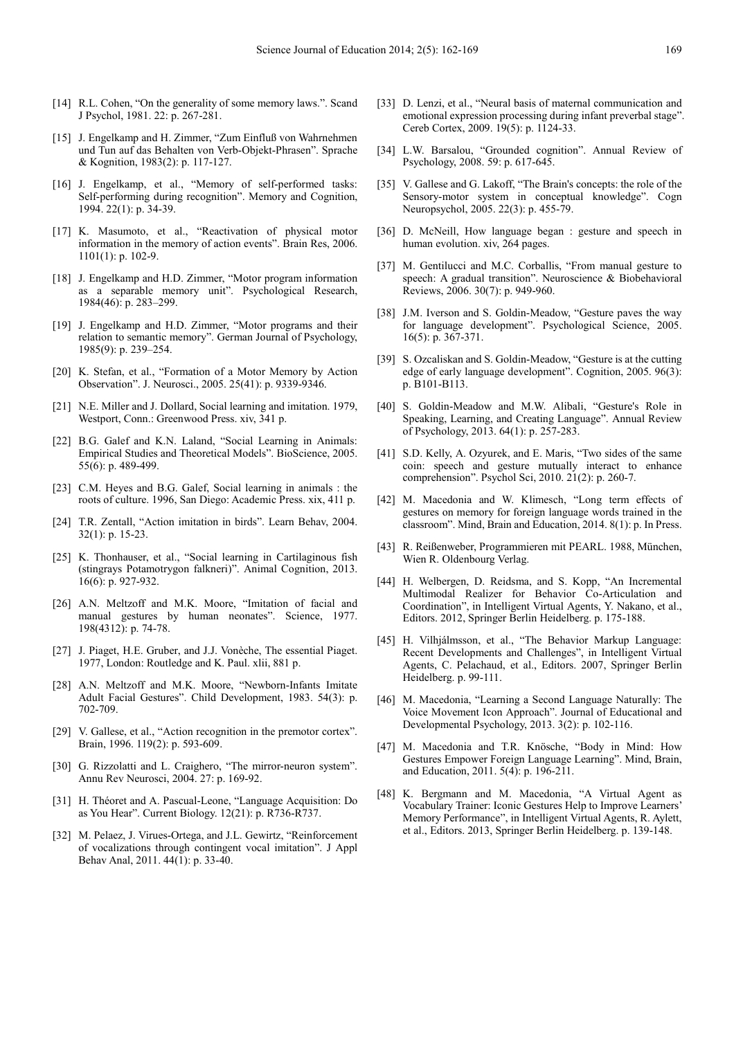[14] R.L. Cohen, “On the generality of some memory laws.”. Scand J Psychol, 1981. 22: p. 267-281.

[15] J. Engelkamp and H. Zimmer, “Zum Einfluß von Wahrnehmen und Tun auf das Behalten von Verb-Objekt-Phrasen”. Sprache & Kognition, 1983(2): p. 117-127.

[16] J. Engelkamp, et al., “Memory of self-performed tasks: Self-performing during recognition”. Memory and Cognition, 1994. 22(1): p. 34-39.

[17] K. Masumoto, et al., “Reactivation of physical motor information in the memory of action events”. Brain Res, 2006. 1101(1): p. 102-9.

[18] J. Engelkamp and H.D. Zimmer, “Motor program information as a separable memory unit”. Psychological Research, 1984(46): p. 283–299.

[19] J. Engelkamp and H.D. Zimmer, “Motor programs and their relation to semantic memory”. German Journal of Psychology, 1985(9): p. 239–254.

[20] K. Stefan, et al., “Formation of a Motor Memory by Action Observation”. J. Neurosci., 2005. 25(41): p. 9339-9346.

[21] N.E. Miller and J. Dollard, Social learning and imitation. 1979, Westport, Conn.: Greenwood Press. xiv, 341 p.

[22] B.G. Galef and K.N. Laland, “Social Learning in Animals: Empirical Studies and Theoretical Models”. BioScience, 2005. 55(6): p. 489-499.

[23] C.M. Heyes and B.G. Galef, Social learning in animals : the roots of culture. 1996, San Diego: Academic Press. xix, 411 p.

[24] T.R. Zentall, “Action imitation in birds”. Learn Behav, 2004. 32(1): p. 15-23.

[25] K. Thonhauser, et al., “Social learning in Cartilaginous fish (stingrays Potamotrygon falkneri)”. Animal Cognition, 2013. 16(6): p. 927-932.

[26] A.N. Meltzoff and M.K. Moore, “Imitation of facial and manual gestures by human neonates”. Science, 1977. 198(4312): p. 74-78.

[27] J. Piaget, H.E. Gruber, and J.J. Vonèche, The essential Piaget. 1977, London: Routledge and K. Paul. xlii, 881 p.

[28] A.N. Meltzoff and M.K. Moore, “Newborn-Infants Imitate Adult Facial Gestures”. Child Development, 1983. 54(3): p. 702-709.

[29] V. Gallese, et al., “Action recognition in the premotor cortex”. Brain, 1996. 119(2): p. 593-609.

[30] G. Rizzolatti and L. Craighero, “The mirror-neuron system”. Annu Rev Neurosci, 2004. 27: p. 169-92.

[31] H. Théoret and A. Pascual-Leone, “Language Acquisition: Do as You Hear”. Current Biology. 12(21): p. R736-R737.

[32] M. Pelaez, J. Virues-Ortega, and J.L. Gewirtz, “Reinforcement of vocalizations through contingent vocal imitation”. J Appl Behav Anal, 2011. 44(1): p. 33-40.

[33] D. Lenzi, et al., “Neural basis of maternal communication and emotional expression processing during infant preverbal stage”. Cereb Cortex, 2009. 19(5): p. 1124-33.

[34] L.W. Barsalou, “Grounded cognition”. Annual Review of Psychology, 2008. 59: p. 617-645.

[35] V. Gallese and G. Lakoff, “The Brain's concepts: the role of the Sensory-motor system in conceptual knowledge”. Cogn Neuropsychol, 2005. 22(3): p. 455-79.

[36] D. McNeill, How language began : gesture and speech in human evolution. xiv, 264 pages.

[37] M. Gentilucci and M.C. Corballis, “From manual gesture to speech: A gradual transition”. Neuroscience & Biobehavioral Reviews, 2006. 30(7): p. 949-960.

[38] J.M. Iverson and S. Goldin-Meadow, “Gesture paves the way for language development”. Psychological Science, 2005. 16(5): p. 367-371.

[39] S. Ozcaliskan and S. Goldin-Meadow, “Gesture is at the cutting edge of early language development”. Cognition, 2005. 96(3): p. B101-B113.

[40] S. Goldin-Meadow and M.W. Alibali, “Gesture's Role in Speaking, Learning, and Creating Language”. Annual Review of Psychology, 2013. 64(1): p. 257-283.

[41] S.D. Kelly, A. Ozyurek, and E. Maris, “Two sides of the same coin: speech and gesture mutually interact to enhance comprehension”. Psychol Sci, 2010. 21(2): p. 260-7.

[42] M. Macedonia and W. Klimesch, “Long term effects of gestures on memory for foreign language words trained in the classroom”. Mind, Brain and Education, 2014. 8(1): p. In Press.

[43] R. Reißenweber, Programmieren mit PEARL. 1988, München, Wien R. Oldenbourg Verlag.

[44] H. Welbergen, D. Reidsma, and S. Kopp, “An Incremental Multimodal Realizer for Behavior Co-Articulation and Coordination”, in Intelligent Virtual Agents, Y. Nakano, et al., Editors. 2012, Springer Berlin Heidelberg. p. 175-188.

[45] H. Vilhjálmsson, et al., “The Behavior Markup Language: Recent Developments and Challenges”, in Intelligent Virtual Agents, C. Pelachaud, et al., Editors. 2007, Springer Berlin Heidelberg. p. 99-111.

[46] M. Macedonia, “Learning a Second Language Naturally: The Voice Movement Icon Approach”. Journal of Educational and Developmental Psychology, 2013. 3(2): p. 102-116.

[47] M. Macedonia and T.R. Knösche, “Body in Mind: How Gestures Empower Foreign Language Learning”. Mind, Brain, and Education, 2011. 5(4): p. 196-211.

[48] K. Bergmann and M. Macedonia, “A Virtual Agent as Vocabulary Trainer: Iconic Gestures Help to Improve Learners' Memory Performance”, in Intelligent Virtual Agents, R. Aylett, et al., Editors. 2013, Springer Berlin Heidelberg. p. 139-148.